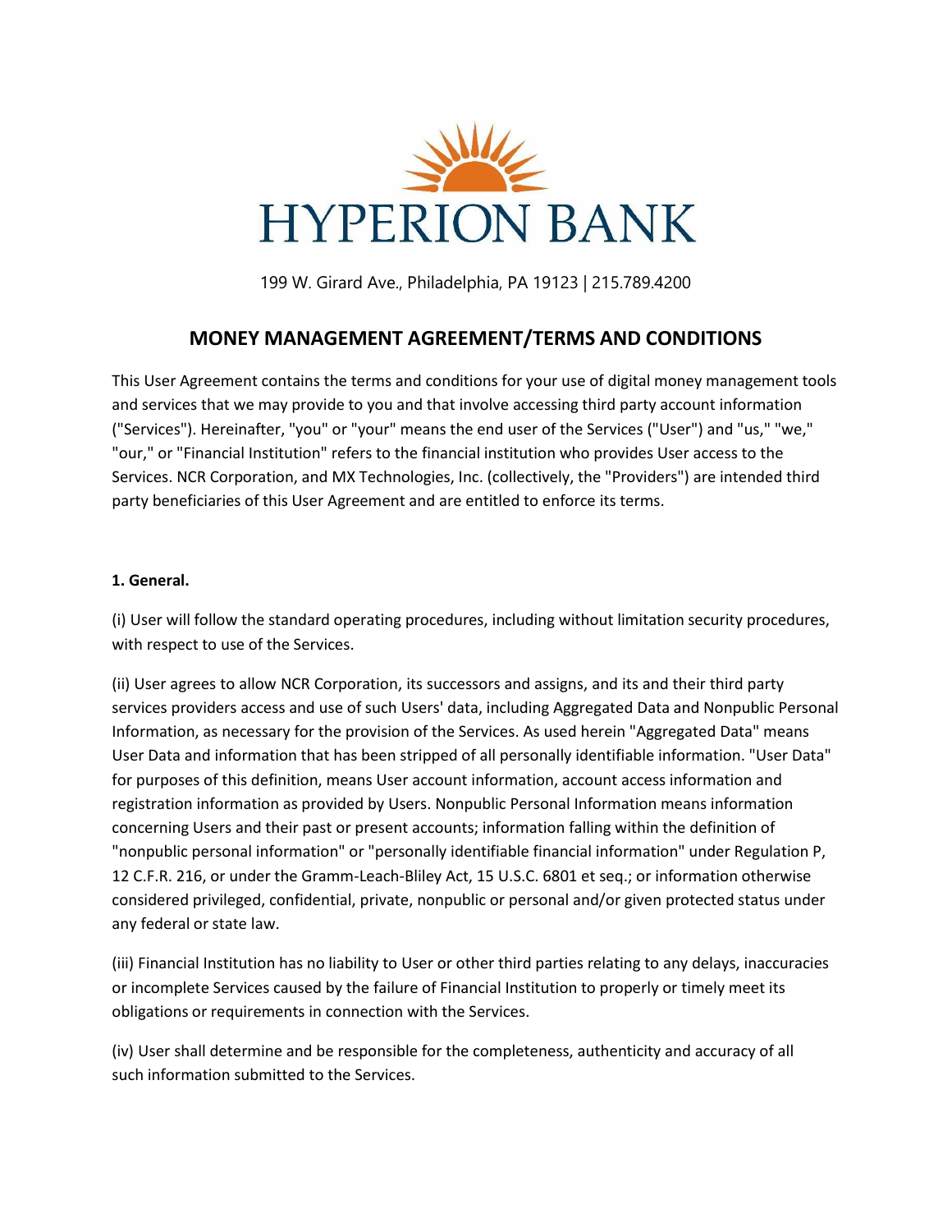# HYPERION BANK

199 W. Girard Ave., Philadelphia, PA 19123 | 215.789.4200

## MONEY MANAGEMENT AGREEMENT/TERMS AND CONDITIONS

This User Agreement contains the terms and conditions for your use of digital money management tools and services that we may provide to you and that involve accessing third party account information ("Services"). Hereinafter, "you" or "your" means the end user of the Services ("User") and "us," "we," "our," or "Financial Institution" refers to the financial institution who provides User access to the Services. NCR Corporation, and MX Technologies, Inc. (collectively, the "Providers") are intended third party beneficiaries of this User Agreement and are entitled to enforce its terms.

**1. General.**

(i) User will follow the standard operating procedures, including without limitation security procedures, with respect to use of the Services.

(ii) User agrees to allow NCR Corporation, its successors and assigns, and its and their third party services providers access and use of such Users' data, including Aggregated Data and Nonpublic Personal Information, as necessary for the provision of the Services. As used herein "Aggregated Data" means User Data and information that has been stripped of all personally identifiable information. "User Data" for purposes of this definition, means User account information, account access information and registration information as provided by Users. Nonpublic Personal Information means information concerning Users and their past or present accounts; information falling within the definition of "nonpublic personal information" or "personally identifiable financial information" under Regulation P, 12 C.F.R. 216, or under the Gramm-Leach-Bliley Act, 15 U.S.C. 6801 et seq.; or information otherwise considered privileged, confidential, private, nonpublic or personal and/or given protected status under any federal or state law.

(iii) Financial Institution has no liability to User or other third parties relating to any delays, inaccuracies or incomplete Services caused by the failure of Financial Institution to properly or timely meet its obligations or requirements in connection with the Services.

(iv) User shall determine and be responsible for the completeness, authenticity and accuracy of all such information submitted to the Services.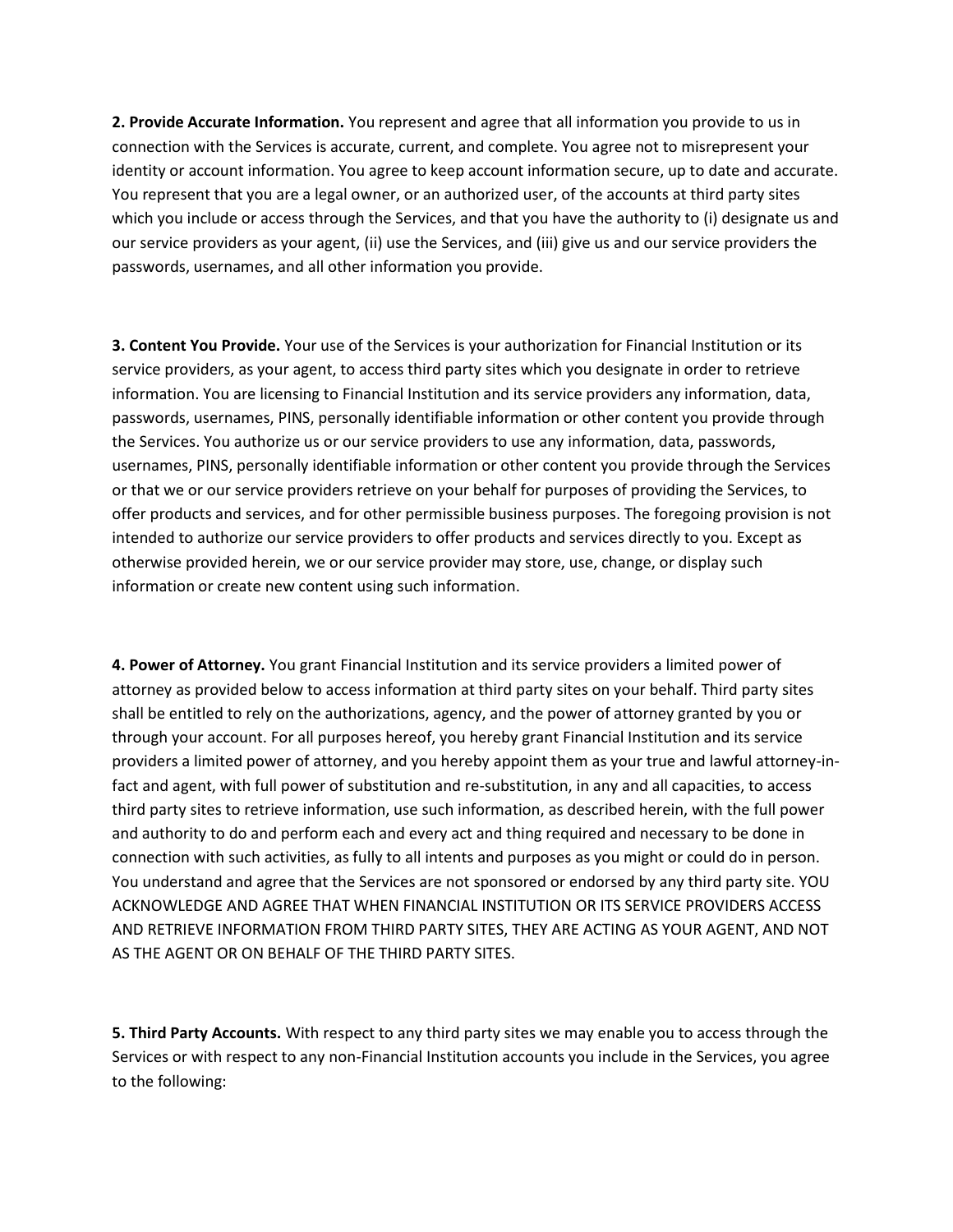**2. Provide Accurate Information.** You represent and agree that all information you provide to us in connection with the Services is accurate, current, and complete. You agree not to misrepresent your identity or account information. You agree to keep account information secure, up to date and accurate. You represent that you are a legal owner, or an authorized user, of the accounts at third party sites which you include or access through the Services, and that you have the authority to (i) designate us and our service providers as your agent, (ii) use the Services, and (iii) give us and our service providers the passwords, usernames, and all other information you provide.

**3. Content You Provide.** Your use of the Services is your authorization for Financial Institution or its service providers, as your agent, to access third party sites which you designate in order to retrieve information. You are licensing to Financial Institution and its service providers any information, data, passwords, usernames, PINS, personally identifiable information or other content you provide through the Services. You authorize us or our service providers to use any information, data, passwords, usernames, PINS, personally identifiable information or other content you provide through the Services or that we or our service providers retrieve on your behalf for purposes of providing the Services, to offer products and services, and for other permissible business purposes. The foregoing provision is not intended to authorize our service providers to offer products and services directly to you. Except as otherwise provided herein, we or our service provider may store, use, change, or display such information or create new content using such information.

**4. Power of Attorney.** You grant Financial Institution and its service providers a limited power of attorney as provided below to access information at third party sites on your behalf. Third party sites shall be entitled to rely on the authorizations, agency, and the power of attorney granted by you or through your account. For all purposes hereof, you hereby grant Financial Institution and its service providers a limited power of attorney, and you hereby appoint them as your true and lawful attorney-in-fact and agent, with full power of substitution and re-substitution, in any and all capacities, to access third party sites to retrieve information, use such information, as described herein, with the full power and authority to do and perform each and every act and thing required and necessary to be done in connection with such activities, as fully to all intents and purposes as you might or could do in person. You understand and agree that the Services are not sponsored or endorsed by any third party site. YOU ACKNOWLEDGE AND AGREE THAT WHEN FINANCIAL INSTITUTION OR ITS SERVICE PROVIDERS ACCESS AND RETRIEVE INFORMATION FROM THIRD PARTY SITES, THEY ARE ACTING AS YOUR AGENT, AND NOT AS THE AGENT OR ON BEHALF OF THE THIRD PARTY SITES.

**5. Third Party Accounts.** With respect to any third party sites we may enable you to access through the Services or with respect to any non-Financial Institution accounts you include in the Services, you agree to the following: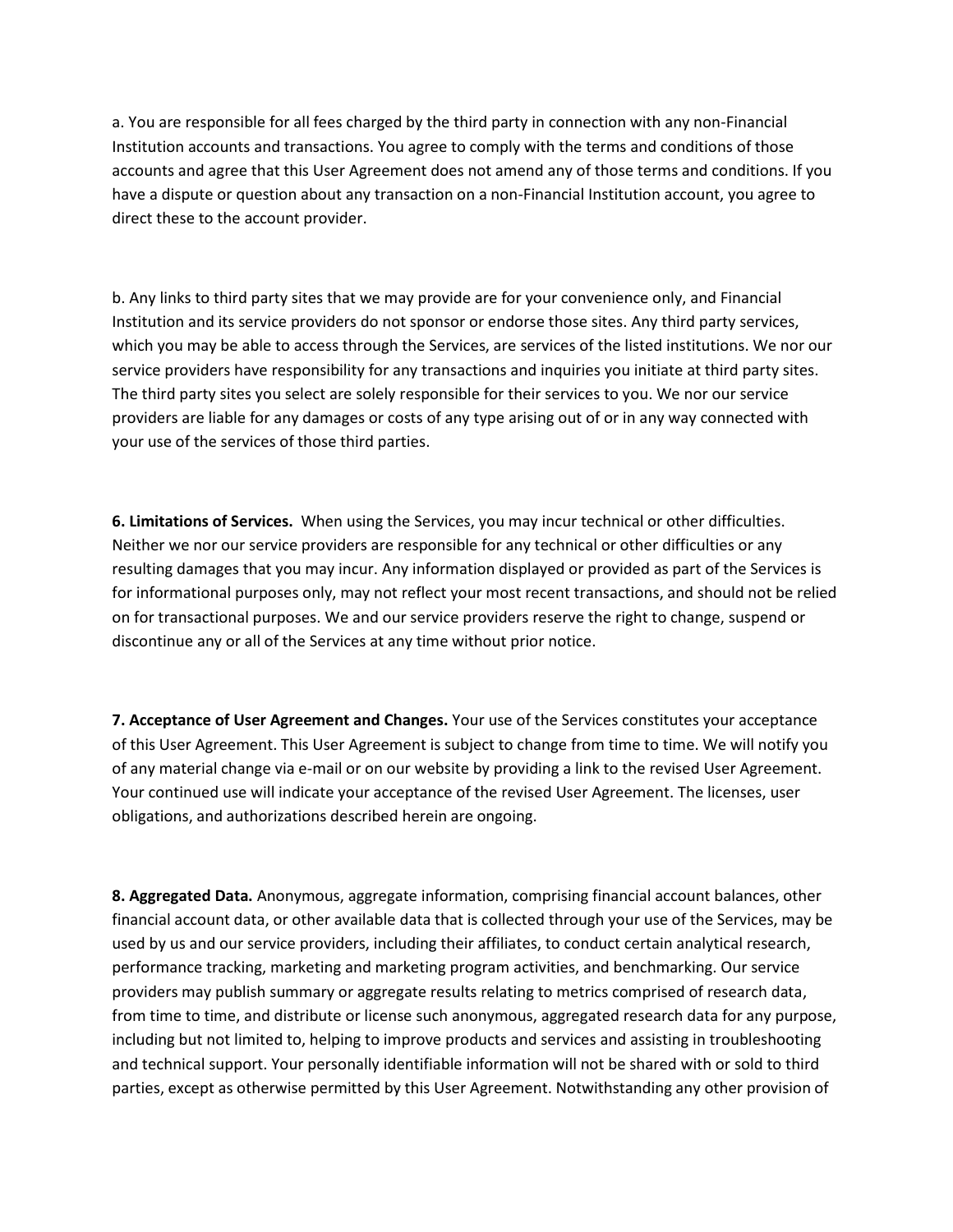a. You are responsible for all fees charged by the third party in connection with any non-Financial Institution accounts and transactions. You agree to comply with the terms and conditions of those accounts and agree that this User Agreement does not amend any of those terms and conditions. If you have a dispute or question about any transaction on a non-Financial Institution account, you agree to direct these to the account provider.

b. Any links to third party sites that we may provide are for your convenience only, and Financial Institution and its service providers do not sponsor or endorse those sites. Any third party services, which you may be able to access through the Services, are services of the listed institutions. We nor our service providers have responsibility for any transactions and inquiries you initiate at third party sites. The third party sites you select are solely responsible for their services to you. We nor our service providers are liable for any damages or costs of any type arising out of or in any way connected with your use of the services of those third parties.

**6. Limitations of Services.** When using the Services, you may incur technical or other difficulties. Neither we nor our service providers are responsible for any technical or other difficulties or any resulting damages that you may incur. Any information displayed or provided as part of the Services is for informational purposes only, may not reflect your most recent transactions, and should not be relied on for transactional purposes. We and our service providers reserve the right to change, suspend or discontinue any or all of the Services at any time without prior notice.

**7. Acceptance of User Agreement and Changes.** Your use of the Services constitutes your acceptance of this User Agreement. This User Agreement is subject to change from time to time. We will notify you of any material change via e-mail or on our website by providing a link to the revised User Agreement. Your continued use will indicate your acceptance of the revised User Agreement. The licenses, user obligations, and authorizations described herein are ongoing.

**8. Aggregated Data.** Anonymous, aggregate information, comprising financial account balances, other financial account data, or other available data that is collected through your use of the Services, may be used by us and our service providers, including their affiliates, to conduct certain analytical research, performance tracking, marketing and marketing program activities, and benchmarking. Our service providers may publish summary or aggregate results relating to metrics comprised of research data, from time to time, and distribute or license such anonymous, aggregated research data for any purpose, including but not limited to, helping to improve products and services and assisting in troubleshooting and technical support. Your personally identifiable information will not be shared with or sold to third parties, except as otherwise permitted by this User Agreement. Notwithstanding any other provision of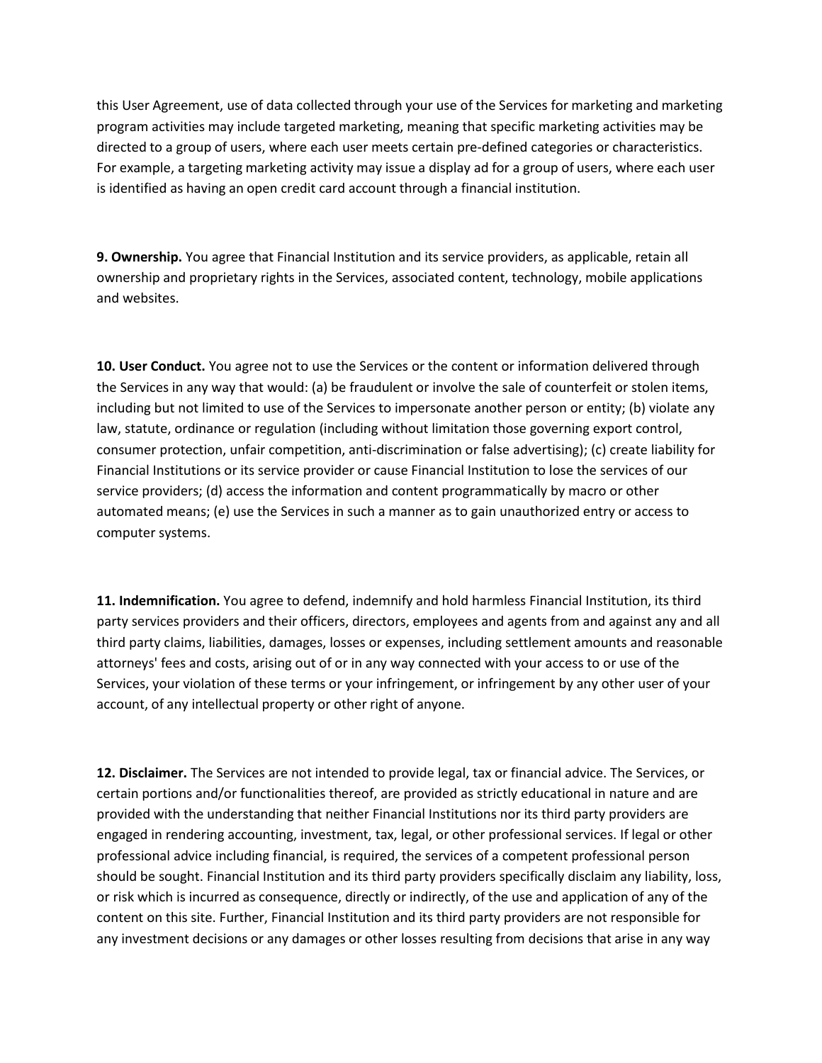this User Agreement, use of data collected through your use of the Services for marketing and marketing program activities may include targeted marketing, meaning that specific marketing activities may be directed to a group of users, where each user meets certain pre-defined categories or characteristics. For example, a targeting marketing activity may issue a display ad for a group of users, where each user is identified as having an open credit card account through a financial institution.

**9. Ownership.** You agree that Financial Institution and its service providers, as applicable, retain all ownership and proprietary rights in the Services, associated content, technology, mobile applications and websites.

**10. User Conduct.** You agree not to use the Services or the content or information delivered through the Services in any way that would: (a) be fraudulent or involve the sale of counterfeit or stolen items, including but not limited to use of the Services to impersonate another person or entity; (b) violate any law, statute, ordinance or regulation (including without limitation those governing export control, consumer protection, unfair competition, anti-discrimination or false advertising); (c) create liability for Financial Institutions or its service provider or cause Financial Institution to lose the services of our service providers; (d) access the information and content programmatically by macro or other automated means; (e) use the Services in such a manner as to gain unauthorized entry or access to computer systems.

**11. Indemnification.** You agree to defend, indemnify and hold harmless Financial Institution, its third party services providers and their officers, directors, employees and agents from and against any and all third party claims, liabilities, damages, losses or expenses, including settlement amounts and reasonable attorneys' fees and costs, arising out of or in any way connected with your access to or use of the Services, your violation of these terms or your infringement, or infringement by any other user of your account, of any intellectual property or other right of anyone.

**12. Disclaimer.** The Services are not intended to provide legal, tax or financial advice. The Services, or certain portions and/or functionalities thereof, are provided as strictly educational in nature and are provided with the understanding that neither Financial Institutions nor its third party providers are engaged in rendering accounting, investment, tax, legal, or other professional services. If legal or other professional advice including financial, is required, the services of a competent professional person should be sought. Financial Institution and its third party providers specifically disclaim any liability, loss, or risk which is incurred as consequence, directly or indirectly, of the use and application of any of the content on this site. Further, Financial Institution and its third party providers are not responsible for any investment decisions or any damages or other losses resulting from decisions that arise in any way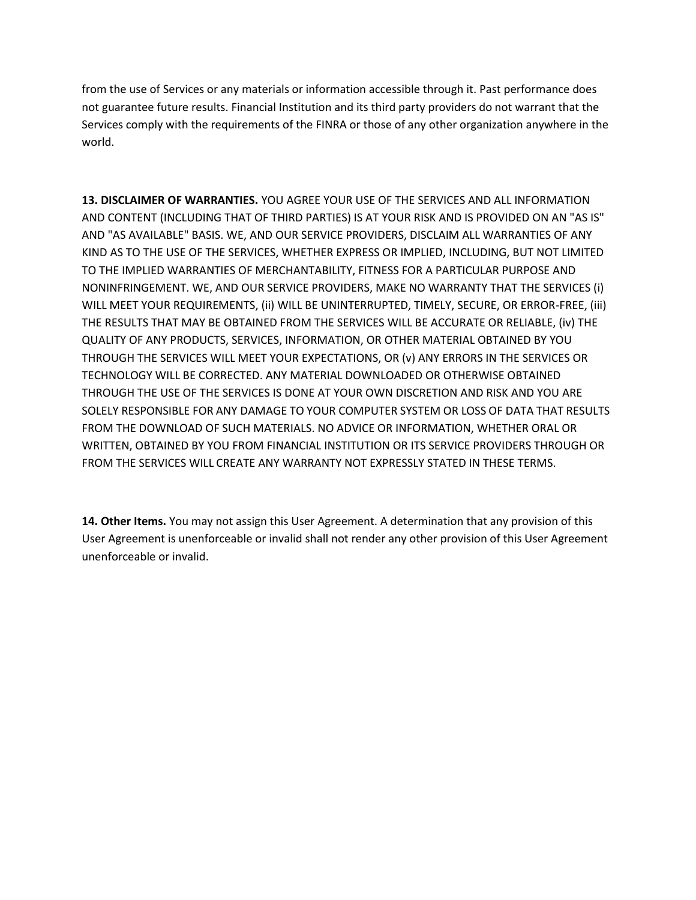from the use of Services or any materials or information accessible through it. Past performance does not guarantee future results. Financial Institution and its third party providers do not warrant that the Services comply with the requirements of the FINRA or those of any other organization anywhere in the world.

**13. DISCLAIMER OF WARRANTIES.** YOU AGREE YOUR USE OF THE SERVICES AND ALL INFORMATION AND CONTENT (INCLUDING THAT OF THIRD PARTIES) IS AT YOUR RISK AND IS PROVIDED ON AN "AS IS" AND "AS AVAILABLE" BASIS. WE, AND OUR SERVICE PROVIDERS, DISCLAIM ALL WARRANTIES OF ANY KIND AS TO THE USE OF THE SERVICES, WHETHER EXPRESS OR IMPLIED, INCLUDING, BUT NOT LIMITED TO THE IMPLIED WARRANTIES OF MERCHANTABILITY, FITNESS FOR A PARTICULAR PURPOSE AND NONINFRINGEMENT. WE, AND OUR SERVICE PROVIDERS, MAKE NO WARRANTY THAT THE SERVICES (i) WILL MEET YOUR REQUIREMENTS, (ii) WILL BE UNINTERRUPTED, TIMELY, SECURE, OR ERROR-FREE, (iii) THE RESULTS THAT MAY BE OBTAINED FROM THE SERVICES WILL BE ACCURATE OR RELIABLE, (iv) THE QUALITY OF ANY PRODUCTS, SERVICES, INFORMATION, OR OTHER MATERIAL OBTAINED BY YOU THROUGH THE SERVICES WILL MEET YOUR EXPECTATIONS, OR (v) ANY ERRORS IN THE SERVICES OR TECHNOLOGY WILL BE CORRECTED. ANY MATERIAL DOWNLOADED OR OTHERWISE OBTAINED THROUGH THE USE OF THE SERVICES IS DONE AT YOUR OWN DISCRETION AND RISK AND YOU ARE SOLELY RESPONSIBLE FOR ANY DAMAGE TO YOUR COMPUTER SYSTEM OR LOSS OF DATA THAT RESULTS FROM THE DOWNLOAD OF SUCH MATERIALS. NO ADVICE OR INFORMATION, WHETHER ORAL OR WRITTEN, OBTAINED BY YOU FROM FINANCIAL INSTITUTION OR ITS SERVICE PROVIDERS THROUGH OR FROM THE SERVICES WILL CREATE ANY WARRANTY NOT EXPRESSLY STATED IN THESE TERMS.

**14. Other Items.** You may not assign this User Agreement. A determination that any provision of this User Agreement is unenforceable or invalid shall not render any other provision of this User Agreement unenforceable or invalid.